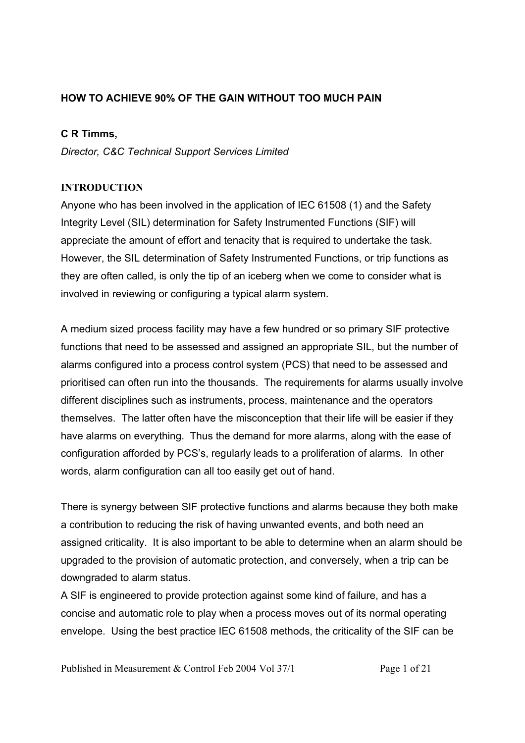# HOW TO ACHIEVE 90% OF THE GAIN WITHOUT TOO MUCH PAIN

**C R Timms,**

*Director, C&C Technical Support Services Limited*

## INTRODUCTION

Anyone who has been involved in the application of IEC 61508 (1) and the Safety Integrity Level (SIL) determination for Safety Instrumented Functions (SIF) will appreciate the amount of effort and tenacity that is required to undertake the task. However, the SIL determination of Safety Instrumented Functions, or trip functions as they are often called, is only the tip of an iceberg when we come to consider what is involved in reviewing or configuring a typical alarm system.

A medium sized process facility may have a few hundred or so primary SIF protective functions that need to be assessed and assigned an appropriate SIL, but the number of alarms configured into a process control system (PCS) that need to be assessed and prioritised can often run into the thousands. The requirements for alarms usually involve different disciplines such as instruments, process, maintenance and the operators themselves. The latter often have the misconception that their life will be easier if they have alarms on everything. Thus the demand for more alarms, along with the ease of configuration afforded by PCS's, regularly leads to a proliferation of alarms. In other words, alarm configuration can all too easily get out of hand.

There is synergy between SIF protective functions and alarms because they both make a contribution to reducing the risk of having unwanted events, and both need an assigned criticality. It is also important to be able to determine when an alarm should be upgraded to the provision of automatic protection, and conversely, when a trip can be downgraded to alarm status.

A SIF is engineered to provide protection against some kind of failure, and has a concise and automatic role to play when a process moves out of its normal operating envelope. Using the best practice IEC 61508 methods, the criticality of the SIF can be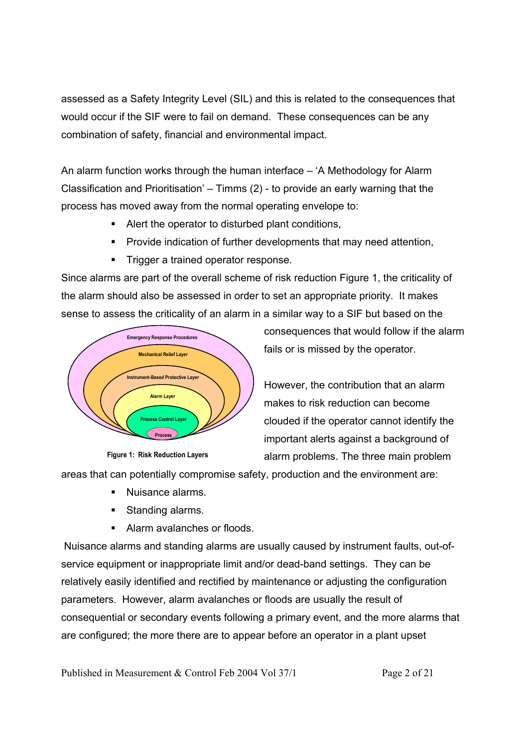assessed as a Safety Integrity Level (SIL) and this is related to the consequences that would occur if the SIF were to fail on demand. These consequences can be any combination of safety, financial and environmental impact.

An alarm function works through the human interface – 'A Methodology for Alarm Classification and Prioritisation' – Timms (2) - to provide an early warning that the process has moved away from the normal operating envelope to:

- Alert the operator to disturbed plant conditions,
- Provide indication of further developments that may need attention,
- Trigger a trained operator response.

Since alarms are part of the overall scheme of risk reduction Figure 1, the criticality of the alarm should also be assessed in order to set an appropriate priority. It makes sense to assess the criticality of an alarm in a similar way to a SIF but based on the consequences that would follow if the alarm fails or is missed by the operator.

Emergency Response Procedures
Mechanical Relief Layer
Instrument-Based Protective Layer
Alarm Layer
Process Control Layer
Process

**Figure 1: Risk Reduction Layers**

However, the contribution that an alarm makes to risk reduction can become clouded if the operator cannot identify the important alerts against a background of alarm problems. The three main problem areas that can potentially compromise safety, production and the environment are:

- Nuisance alarms.
- Standing alarms.
- Alarm avalanches or floods.

Nuisance alarms and standing alarms are usually caused by instrument faults, out-of-service equipment or inappropriate limit and/or dead-band settings. They can be relatively easily identified and rectified by maintenance or adjusting the configuration parameters. However, alarm avalanches or floods are usually the result of consequential or secondary events following a primary event, and the more alarms that are configured; the more there are to appear before an operator in a plant upset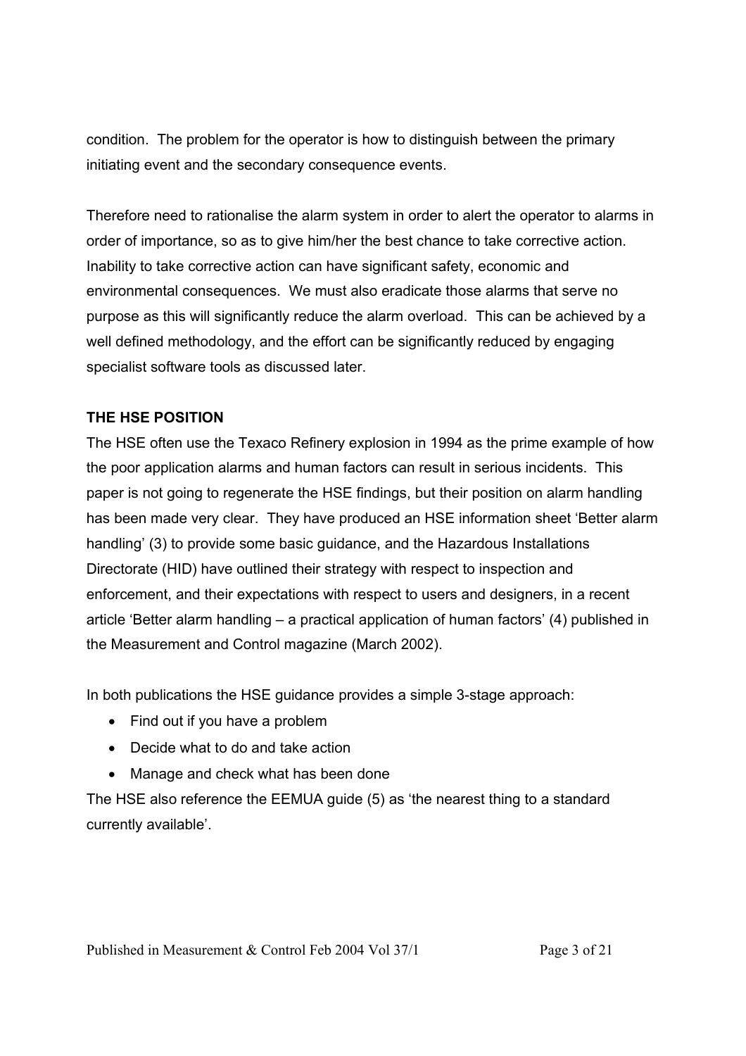condition. The problem for the operator is how to distinguish between the primary initiating event and the secondary consequence events.

Therefore need to rationalise the alarm system in order to alert the operator to alarms in order of importance, so as to give him/her the best chance to take corrective action. Inability to take corrective action can have significant safety, economic and environmental consequences. We must also eradicate those alarms that serve no purpose as this will significantly reduce the alarm overload. This can be achieved by a well defined methodology, and the effort can be significantly reduced by engaging specialist software tools as discussed later.

**THE HSE POSITION**

The HSE often use the Texaco Refinery explosion in 1994 as the prime example of how the poor application alarms and human factors can result in serious incidents. This paper is not going to regenerate the HSE findings, but their position on alarm handling has been made very clear. They have produced an HSE information sheet 'Better alarm handling' (3) to provide some basic guidance, and the Hazardous Installations Directorate (HID) have outlined their strategy with respect to inspection and enforcement, and their expectations with respect to users and designers, in a recent article 'Better alarm handling – a practical application of human factors' (4) published in the Measurement and Control magazine (March 2002).

In both publications the HSE guidance provides a simple 3-stage approach:

- Find out if you have a problem
- Decide what to do and take action
- Manage and check what has been done

The HSE also reference the EEMUA guide (5) as 'the nearest thing to a standard currently available'.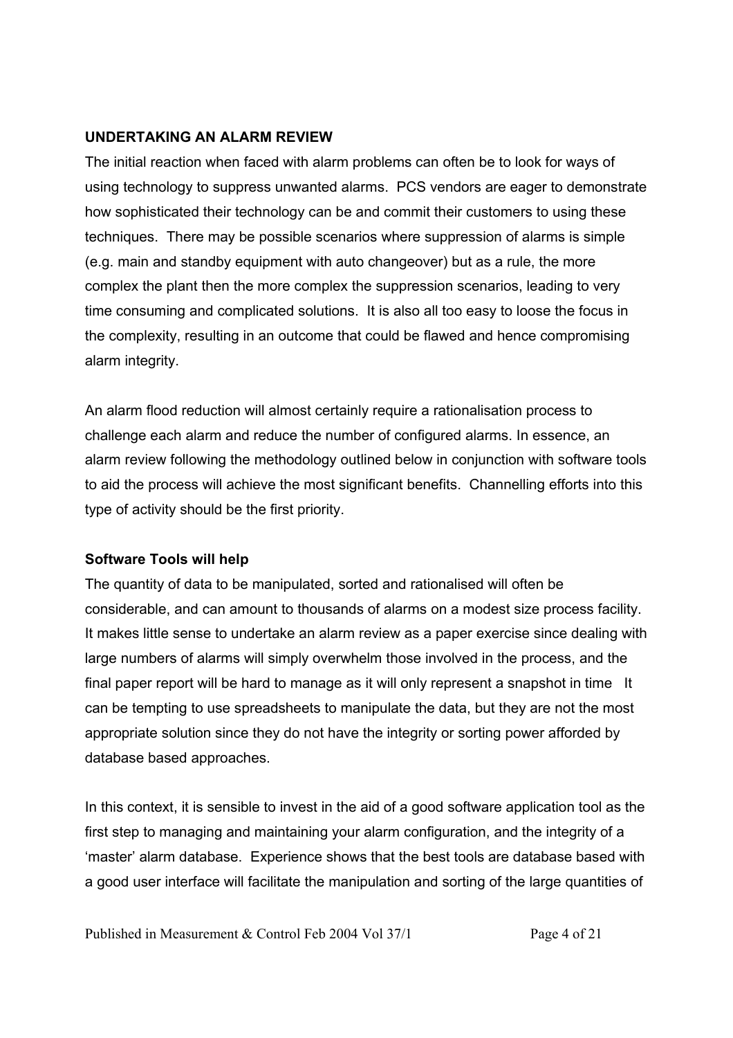## UNDERTAKING AN ALARM REVIEW

The initial reaction when faced with alarm problems can often be to look for ways of using technology to suppress unwanted alarms. PCS vendors are eager to demonstrate how sophisticated their technology can be and commit their customers to using these techniques. There may be possible scenarios where suppression of alarms is simple (e.g. main and standby equipment with auto changeover) but as a rule, the more complex the plant then the more complex the suppression scenarios, leading to very time consuming and complicated solutions. It is also all too easy to loose the focus in the complexity, resulting in an outcome that could be flawed and hence compromising alarm integrity.

An alarm flood reduction will almost certainly require a rationalisation process to challenge each alarm and reduce the number of configured alarms. In essence, an alarm review following the methodology outlined below in conjunction with software tools to aid the process will achieve the most significant benefits. Channelling efforts into this type of activity should be the first priority.

### Software Tools will help

The quantity of data to be manipulated, sorted and rationalised will often be considerable, and can amount to thousands of alarms on a modest size process facility. It makes little sense to undertake an alarm review as a paper exercise since dealing with large numbers of alarms will simply overwhelm those involved in the process, and the final paper report will be hard to manage as it will only represent a snapshot in time It can be tempting to use spreadsheets to manipulate the data, but they are not the most appropriate solution since they do not have the integrity or sorting power afforded by database based approaches.

In this context, it is sensible to invest in the aid of a good software application tool as the first step to managing and maintaining your alarm configuration, and the integrity of a 'master' alarm database. Experience shows that the best tools are database based with a good user interface will facilitate the manipulation and sorting of the large quantities of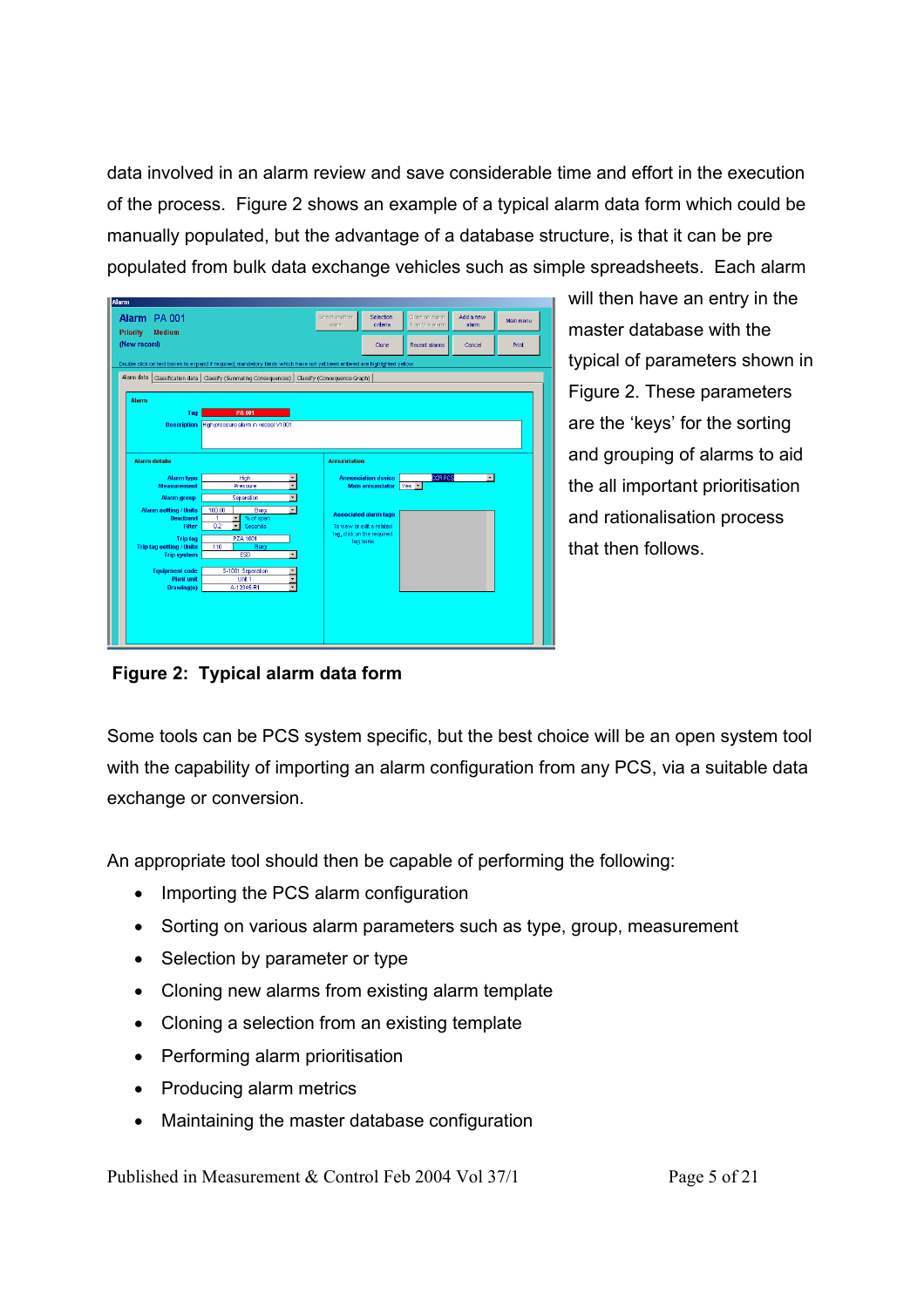data involved in an alarm review and save considerable time and effort in the execution of the process. Figure 2 shows an example of a typical alarm data form which could be manually populated, but the advantage of a database structure, is that it can be pre populated from bulk data exchange vehicles such as simple spreadsheets. Each alarm will then have an entry in the master database with the typical of parameters shown in Figure 2. These parameters are the 'keys' for the sorting and grouping of alarms to aid the all important prioritisation and rationalisation process that then follows.

**Figure 2: Typical alarm data form**

Some tools can be PCS system specific, but the best choice will be an open system tool with the capability of importing an alarm configuration from any PCS, via a suitable data exchange or conversion.

An appropriate tool should then be capable of performing the following:

- Importing the PCS alarm configuration
- Sorting on various alarm parameters such as type, group, measurement
- Selection by parameter or type
- Cloning new alarms from existing alarm template
- Cloning a selection from an existing template
- Performing alarm prioritisation
- Producing alarm metrics
- Maintaining the master database configuration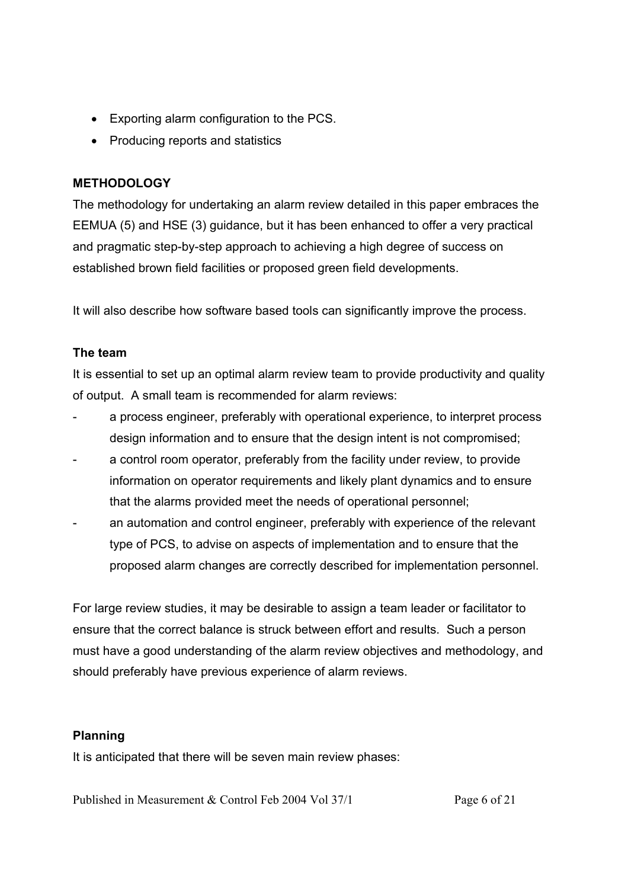- Exporting alarm configuration to the PCS.
- Producing reports and statistics

## METHODOLOGY

The methodology for undertaking an alarm review detailed in this paper embraces the EEMUA (5) and HSE (3) guidance, but it has been enhanced to offer a very practical and pragmatic step-by-step approach to achieving a high degree of success on established brown field facilities or proposed green field developments.

It will also describe how software based tools can significantly improve the process.

### The team

It is essential to set up an optimal alarm review team to provide productivity and quality of output. A small team is recommended for alarm reviews:

- a process engineer, preferably with operational experience, to interpret process design information and to ensure that the design intent is not compromised;
- a control room operator, preferably from the facility under review, to provide information on operator requirements and likely plant dynamics and to ensure that the alarms provided meet the needs of operational personnel;
- an automation and control engineer, preferably with experience of the relevant type of PCS, to advise on aspects of implementation and to ensure that the proposed alarm changes are correctly described for implementation personnel.

For large review studies, it may be desirable to assign a team leader or facilitator to ensure that the correct balance is struck between effort and results. Such a person must have a good understanding of the alarm review objectives and methodology, and should preferably have previous experience of alarm reviews.

### Planning

It is anticipated that there will be seven main review phases: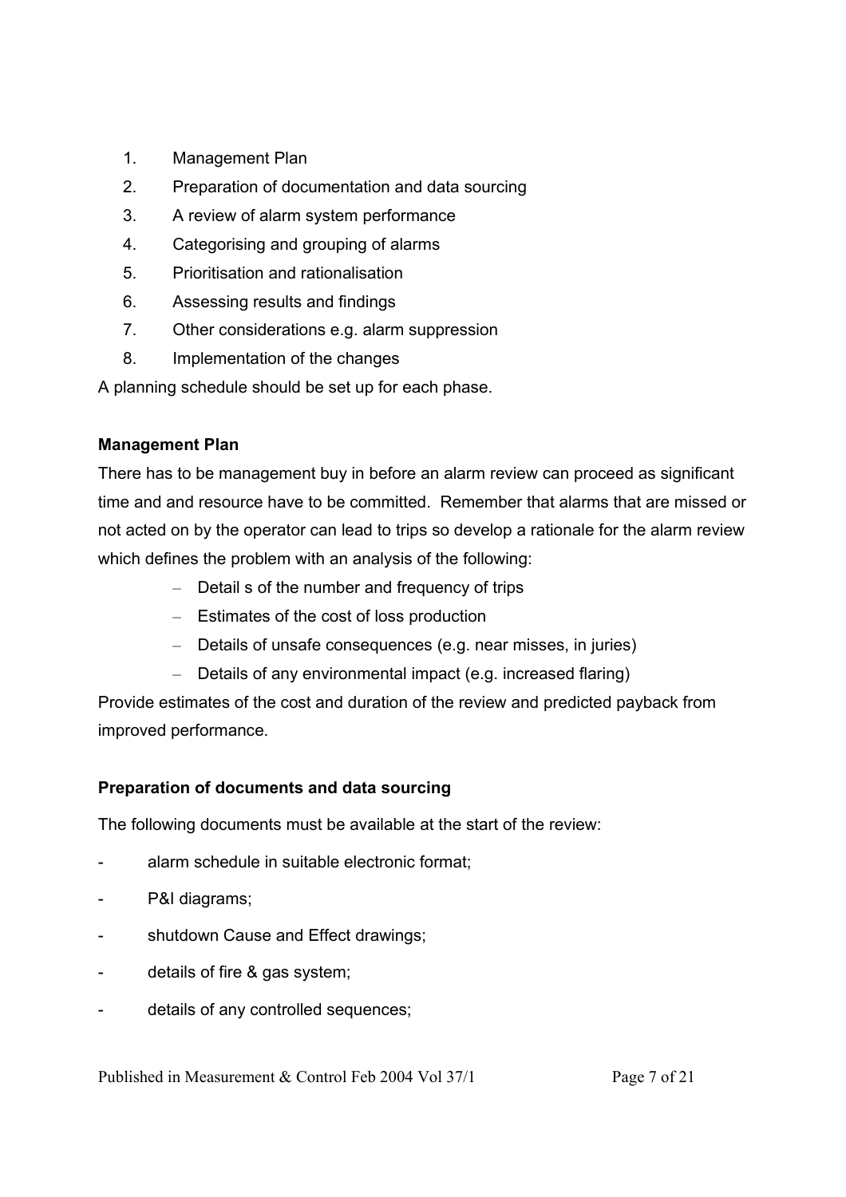1. Management Plan
2. Preparation of documentation and data sourcing
3. A review of alarm system performance
4. Categorising and grouping of alarms
5. Prioritisation and rationalisation
6. Assessing results and findings
7. Other considerations e.g. alarm suppression
8. Implementation of the changes

A planning schedule should be set up for each phase.

**Management Plan**

There has to be management buy in before an alarm review can proceed as significant time and and resource have to be committed. Remember that alarms that are missed or not acted on by the operator can lead to trips so develop a rationale for the alarm review which defines the problem with an analysis of the following:

- Detail s of the number and frequency of trips
- Estimates of the cost of loss production
- Details of unsafe consequences (e.g. near misses, in juries)
- Details of any environmental impact (e.g. increased flaring)

Provide estimates of the cost and duration of the review and predicted payback from improved performance.

**Preparation of documents and data sourcing**

The following documents must be available at the start of the review:

- alarm schedule in suitable electronic format;
- P&I diagrams;
- shutdown Cause and Effect drawings;
- details of fire & gas system;
- details of any controlled sequences;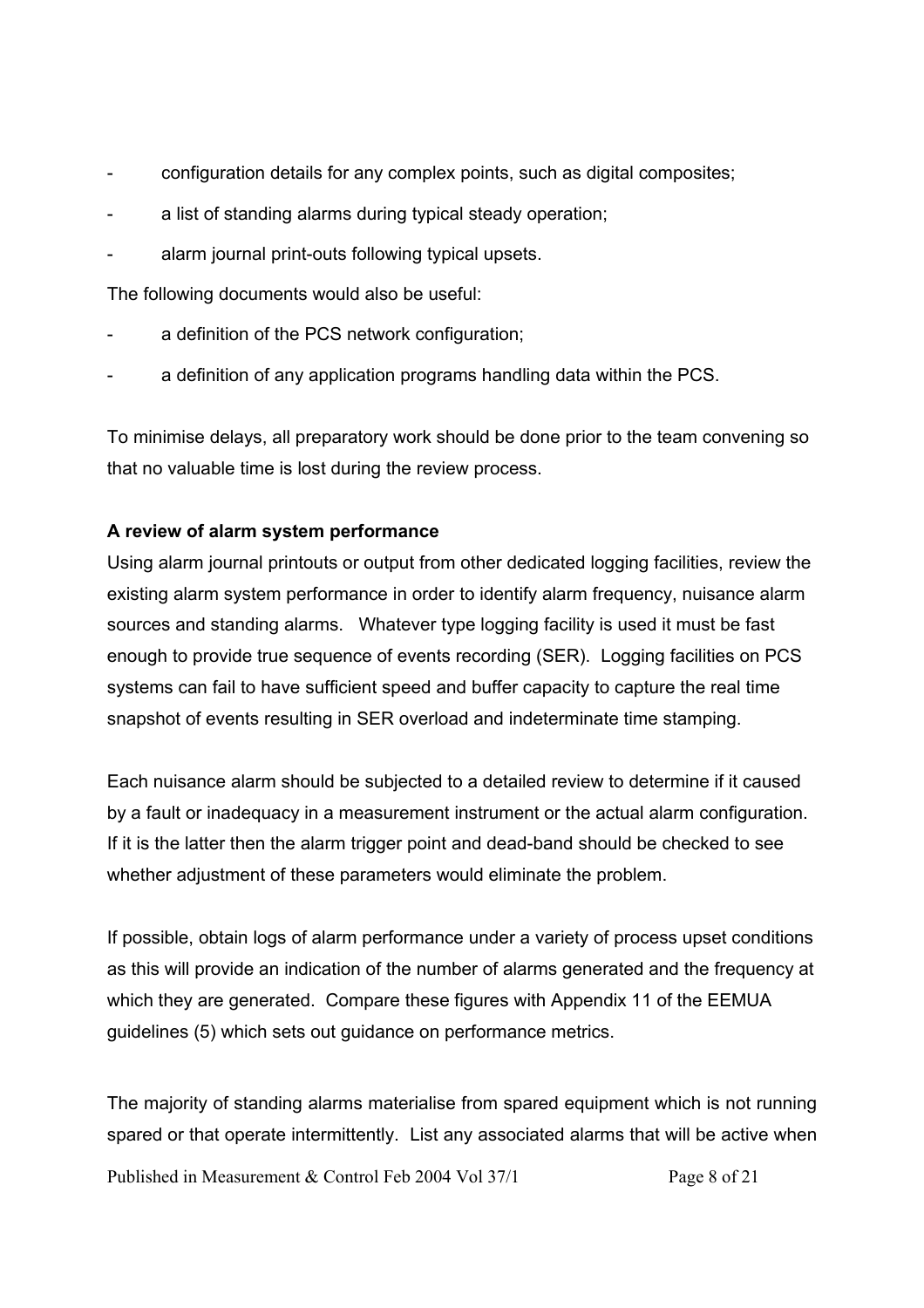- configuration details for any complex points, such as digital composites;
- a list of standing alarms during typical steady operation;
- alarm journal print-outs following typical upsets.

The following documents would also be useful:

- a definition of the PCS network configuration;
- a definition of any application programs handling data within the PCS.

To minimise delays, all preparatory work should be done prior to the team convening so that no valuable time is lost during the review process.

**A review of alarm system performance**

Using alarm journal printouts or output from other dedicated logging facilities, review the existing alarm system performance in order to identify alarm frequency, nuisance alarm sources and standing alarms. Whatever type logging facility is used it must be fast enough to provide true sequence of events recording (SER). Logging facilities on PCS systems can fail to have sufficient speed and buffer capacity to capture the real time snapshot of events resulting in SER overload and indeterminate time stamping.

Each nuisance alarm should be subjected to a detailed review to determine if it caused by a fault or inadequacy in a measurement instrument or the actual alarm configuration. If it is the latter then the alarm trigger point and dead-band should be checked to see whether adjustment of these parameters would eliminate the problem.

If possible, obtain logs of alarm performance under a variety of process upset conditions as this will provide an indication of the number of alarms generated and the frequency at which they are generated. Compare these figures with Appendix 11 of the EEMUA guidelines (5) which sets out guidance on performance metrics.

The majority of standing alarms materialise from spared equipment which is not running spared or that operate intermittently. List any associated alarms that will be active when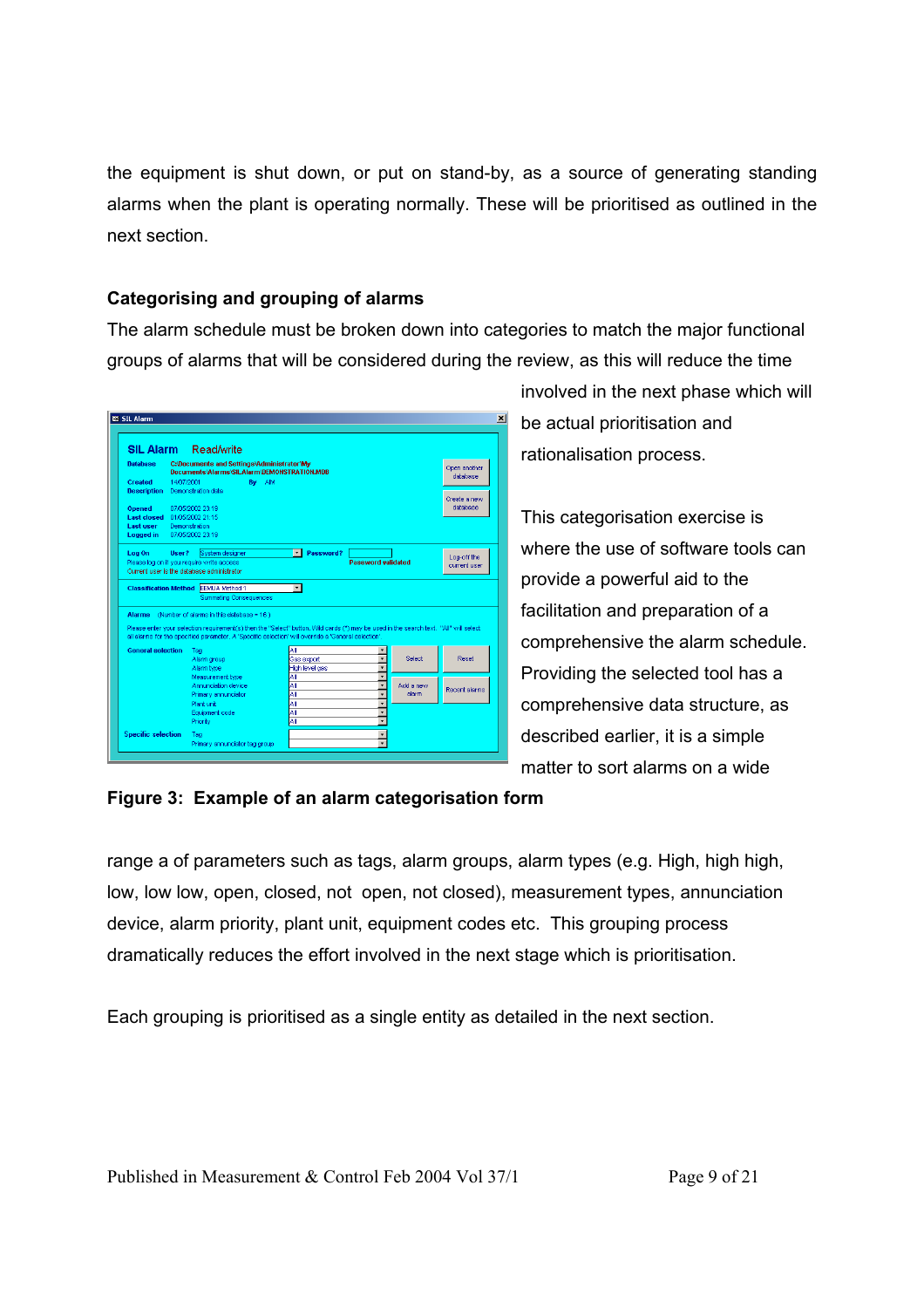the equipment is shut down, or put on stand-by, as a source of generating standing alarms when the plant is operating normally. These will be prioritised as outlined in the next section.

### Categorising and grouping of alarms

The alarm schedule must be broken down into categories to match the major functional groups of alarms that will be considered during the review, as this will reduce the time involved in the next phase which will be actual prioritisation and rationalisation process.

This categorisation exercise is where the use of software tools can provide a powerful aid to the facilitation and preparation of a comprehensive the alarm schedule. Providing the selected tool has a comprehensive data structure, as described earlier, it is a simple matter to sort alarms on a wide range a of parameters such as tags, alarm groups, alarm types (e.g. High, high high, low, low low, open, closed, not open, not closed), measurement types, annunciation device, alarm priority, plant unit, equipment codes etc. This grouping process dramatically reduces the effort involved in the next stage which is prioritisation.

**Figure 3: Example of an alarm categorisation form**

Each grouping is prioritised as a single entity as detailed in the next section.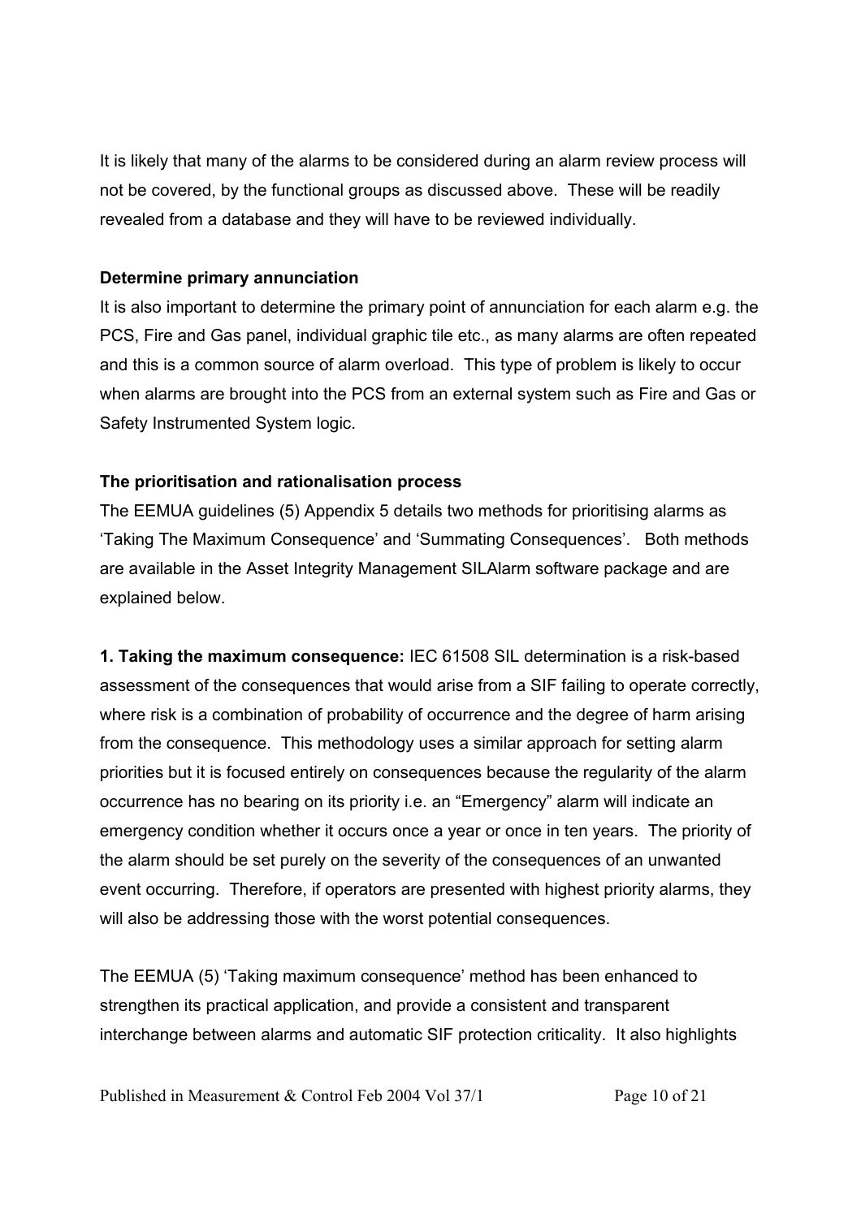It is likely that many of the alarms to be considered during an alarm review process will not be covered, by the functional groups as discussed above. These will be readily revealed from a database and they will have to be reviewed individually.

**Determine primary annunciation**

It is also important to determine the primary point of annunciation for each alarm e.g. the PCS, Fire and Gas panel, individual graphic tile etc., as many alarms are often repeated and this is a common source of alarm overload. This type of problem is likely to occur when alarms are brought into the PCS from an external system such as Fire and Gas or Safety Instrumented System logic.

**The prioritisation and rationalisation process**

The EEMUA guidelines (5) Appendix 5 details two methods for prioritising alarms as 'Taking The Maximum Consequence' and 'Summating Consequences'. Both methods are available in the Asset Integrity Management SILAlarm software package and are explained below.

**1. Taking the maximum consequence:** IEC 61508 SIL determination is a risk-based assessment of the consequences that would arise from a SIF failing to operate correctly, where risk is a combination of probability of occurrence and the degree of harm arising from the consequence. This methodology uses a similar approach for setting alarm priorities but it is focused entirely on consequences because the regularity of the alarm occurrence has no bearing on its priority i.e. an "Emergency" alarm will indicate an emergency condition whether it occurs once a year or once in ten years. The priority of the alarm should be set purely on the severity of the consequences of an unwanted event occurring. Therefore, if operators are presented with highest priority alarms, they will also be addressing those with the worst potential consequences.

The EEMUA (5) 'Taking maximum consequence' method has been enhanced to strengthen its practical application, and provide a consistent and transparent interchange between alarms and automatic SIF protection criticality. It also highlights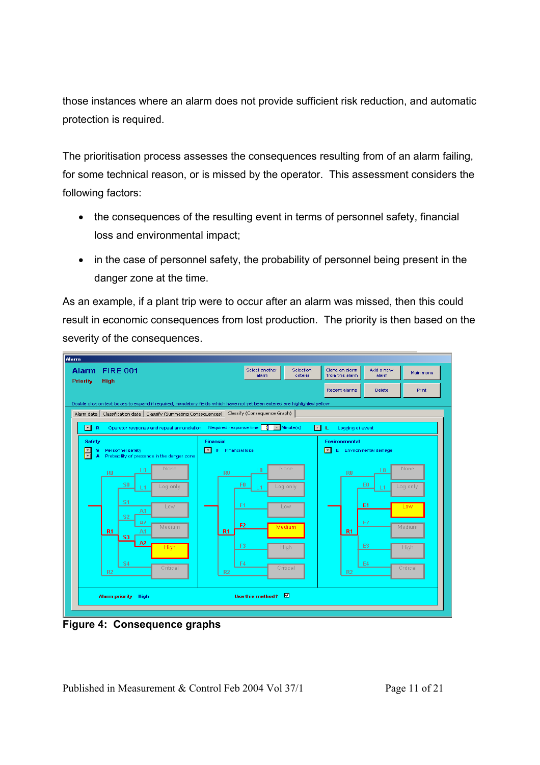those instances where an alarm does not provide sufficient risk reduction, and automatic protection is required.

The prioritisation process assesses the consequences resulting from of an alarm failing, for some technical reason, or is missed by the operator. This assessment considers the following factors:

- the consequences of the resulting event in terms of personnel safety, financial loss and environmental impact;
- in the case of personnel safety, the probability of personnel being present in the danger zone at the time.

As an example, if a plant trip were to occur after an alarm was missed, then this could result in economic consequences from lost production. The priority is then based on the severity of the consequences.

**Figure 4: Consequence graphs**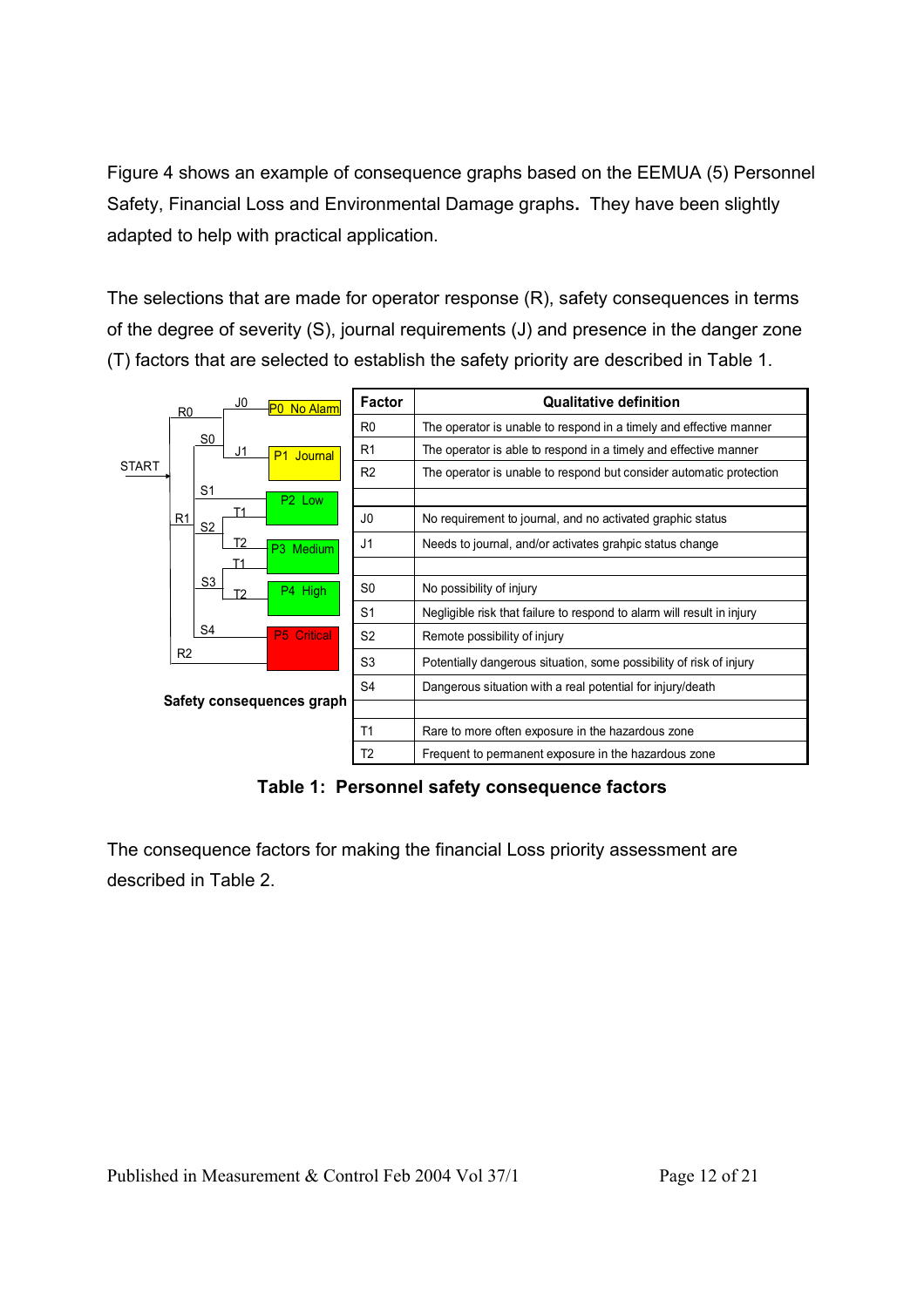Figure 4 shows an example of consequence graphs based on the EEMUA (5) Personnel Safety, Financial Loss and Environmental Damage graphs. They have been slightly adapted to help with practical application.

The selections that are made for operator response (R), safety consequences in terms of the degree of severity (S), journal requirements (J) and presence in the danger zone (T) factors that are selected to establish the safety priority are described in Table 1.

START

R0 — S0 — J0 → P0 No Alarm

R0 — S0 — J1 → P1 Journal

R1 — S1 → P2 Low

R1 — S2 — T1 → P2 Low

R1 — S2 — T2 → P3 Medium

R1 — S3 — T1 → P3 Medium

R1 — S3 — T2 → P4 High

R1 — S4 → P5 Critical

R2 → P5 Critical

**Safety consequences graph**

| Factor | Qualitative definition |
|---|---|
| R0 | The operator is unable to respond in a timely and effective manner |
| R1 | The operator is able to respond in a timely and effective manner |
| R2 | The operator is unable to respond but consider automatic protection |
| | |
| J0 | No requirement to journal, and no activated graphic status |
| J1 | Needs to journal, and/or activates grahpic status change |
| | |
| S0 | No possibility of injury |
| S1 | Negligible risk that failure to respond to alarm will result in injury |
| S2 | Remote possibility of injury |
| S3 | Potentially dangerous situation, some possibility of risk of injury |
| S4 | Dangerous situation with a real potential for injury/death |
| | |
| T1 | Rare to more often exposure in the hazardous zone |
| T2 | Frequent to permanent exposure in the hazardous zone |

**Table 1: Personnel safety consequence factors**

The consequence factors for making the financial Loss priority assessment are described in Table 2.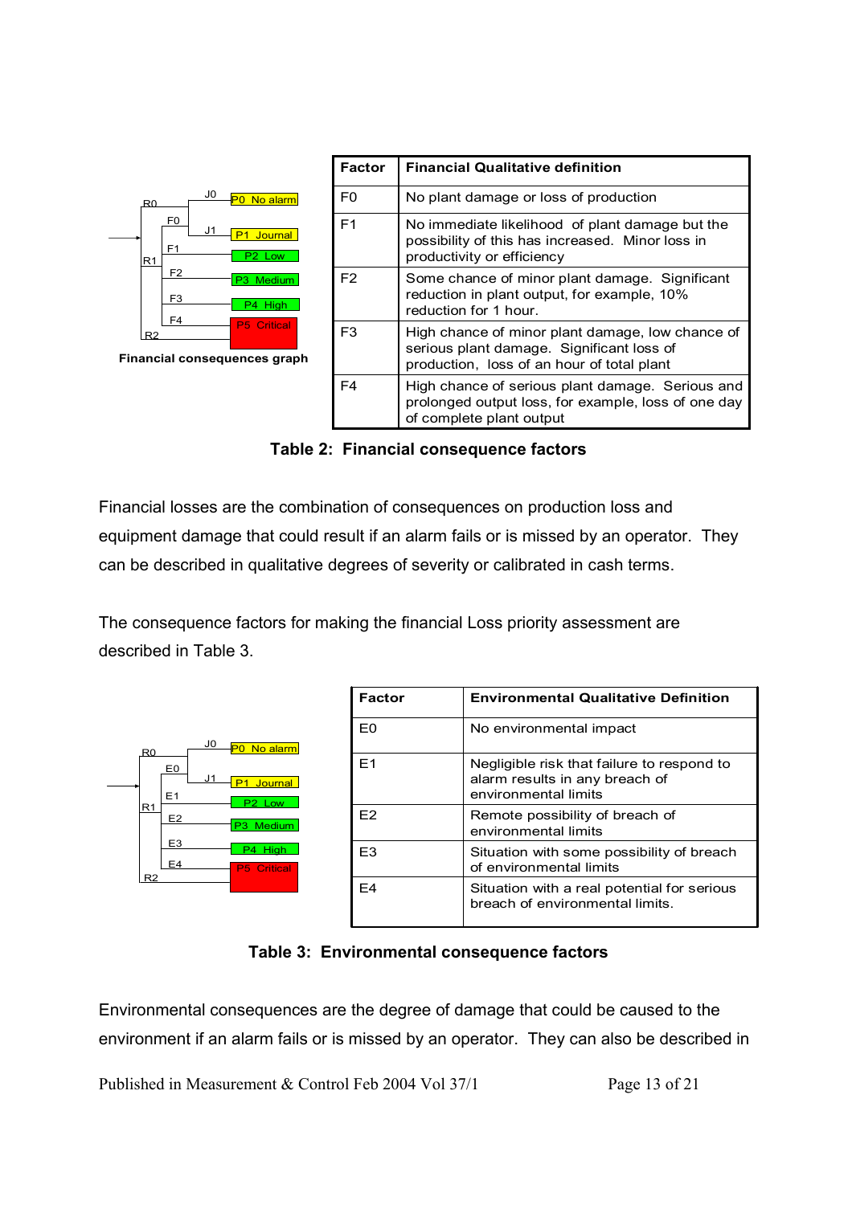R0 J0 P0 No alarm
F0 J1 P1 Journal
R1 F1 P2 Low
F2 P3 Medium
F3 P4 High
F4 P5 Critical
R2

**Financial consequences graph**

| Factor | Financial Qualitative definition |
|---|---|
| F0 | No plant damage or loss of production |
| F1 | No immediate likelihood of plant damage but the possibility of this has increased. Minor loss in productivity or efficiency |
| F2 | Some chance of minor plant damage. Significant reduction in plant output, for example, 10% reduction for 1 hour. |
| F3 | High chance of minor plant damage, low chance of serious plant damage. Significant loss of production, loss of an hour of total plant |
| F4 | High chance of serious plant damage. Serious and prolonged output loss, for example, loss of one day of complete plant output |

**Table 2: Financial consequence factors**

Financial losses are the combination of consequences on production loss and equipment damage that could result if an alarm fails or is missed by an operator. They can be described in qualitative degrees of severity or calibrated in cash terms.

The consequence factors for making the financial Loss priority assessment are described in Table 3.

R0 J0 P0 No alarm
E0 J1 P1 Journal
R1 E1 P2 Low
E2 P3 Medium
E3 P4 High
E4 P5 Critical
R2

| Factor | Environmental Qualitative Definition |
|---|---|
| E0 | No environmental impact |
| E1 | Negligible risk that failure to respond to alarm results in any breach of environmental limits |
| E2 | Remote possibility of breach of environmental limits |
| E3 | Situation with some possibility of breach of environmental limits |
| E4 | Situation with a real potential for serious breach of environmental limits. |

**Table 3: Environmental consequence factors**

Environmental consequences are the degree of damage that could be caused to the environment if an alarm fails or is missed by an operator. They can also be described in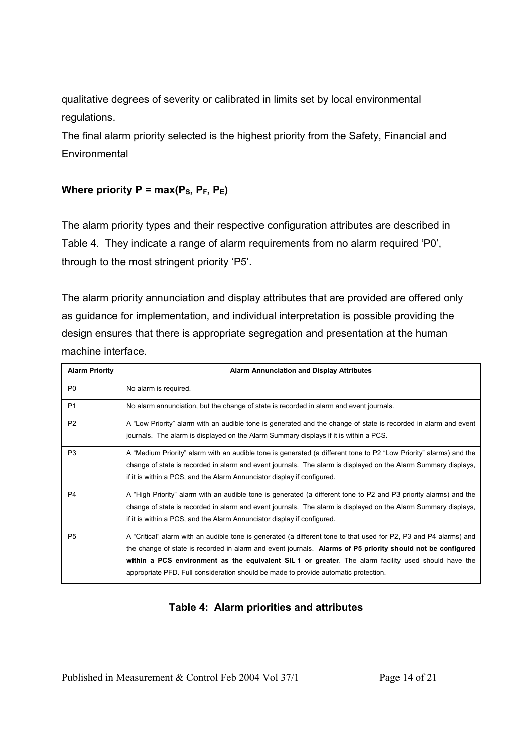qualitative degrees of severity or calibrated in limits set by local environmental regulations.

The final alarm priority selected is the highest priority from the Safety, Financial and Environmental

**Where priority $P = \max(P_S, P_F, P_E)$**

The alarm priority types and their respective configuration attributes are described in Table 4. They indicate a range of alarm requirements from no alarm required 'P0', through to the most stringent priority 'P5'.

The alarm priority annunciation and display attributes that are provided are offered only as guidance for implementation, and individual interpretation is possible providing the design ensures that there is appropriate segregation and presentation at the human machine interface.

| Alarm Priority | Alarm Annunciation and Display Attributes |
|---|---|
| P0 | No alarm is required. |
| P1 | No alarm annunciation, but the change of state is recorded in alarm and event journals. |
| P2 | A "Low Priority" alarm with an audible tone is generated and the change of state is recorded in alarm and event journals. The alarm is displayed on the Alarm Summary displays if it is within a PCS. |
| P3 | A "Medium Priority" alarm with an audible tone is generated (a different tone to P2 "Low Priority" alarms) and the change of state is recorded in alarm and event journals. The alarm is displayed on the Alarm Summary displays, if it is within a PCS, and the Alarm Annunciator display if configured. |
| P4 | A "High Priority" alarm with an audible tone is generated (a different tone to P2 and P3 priority alarms) and the change of state is recorded in alarm and event journals. The alarm is displayed on the Alarm Summary displays, if it is within a PCS, and the Alarm Annunciator display if configured. |
| P5 | A "Critical" alarm with an audible tone is generated (a different tone to that used for P2, P3 and P4 alarms) and the change of state is recorded in alarm and event journals. **Alarms of P5 priority should not be configured within a PCS environment as the equivalent SIL 1 or greater**. The alarm facility used should have the appropriate PFD. Full consideration should be made to provide automatic protection. |

**Table 4: Alarm priorities and attributes**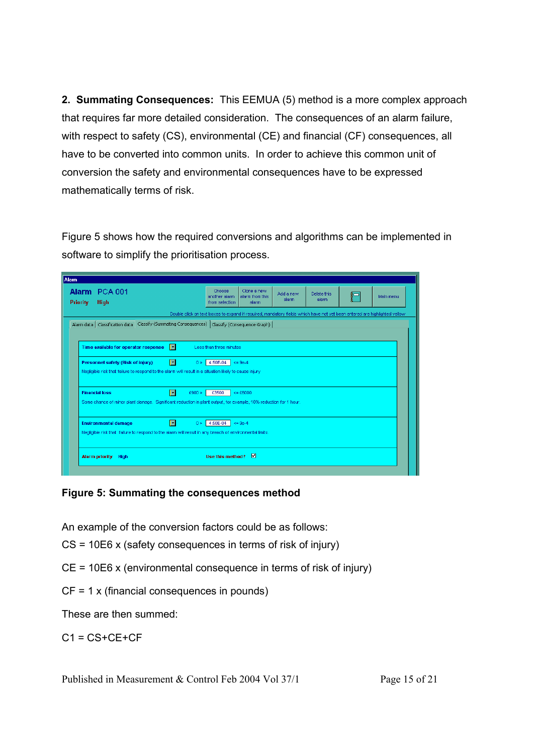**2. Summating Consequences:** This EEMUA (5) method is a more complex approach that requires far more detailed consideration. The consequences of an alarm failure, with respect to safety (CS), environmental (CE) and financial (CF) consequences, all have to be converted into common units. In order to achieve this common unit of conversion the safety and environmental consequences have to be expressed mathematically terms of risk.

Figure 5 shows how the required conversions and algorithms can be implemented in software to simplify the prioritisation process.

**Figure 5: Summating the consequences method**

An example of the conversion factors could be as follows:

CS = 10E6 x (safety consequences in terms of risk of injury)

CE = 10E6 x (environmental consequence in terms of risk of injury)

CF = 1 x (financial consequences in pounds)

These are then summed:

C1 = CS+CE+CF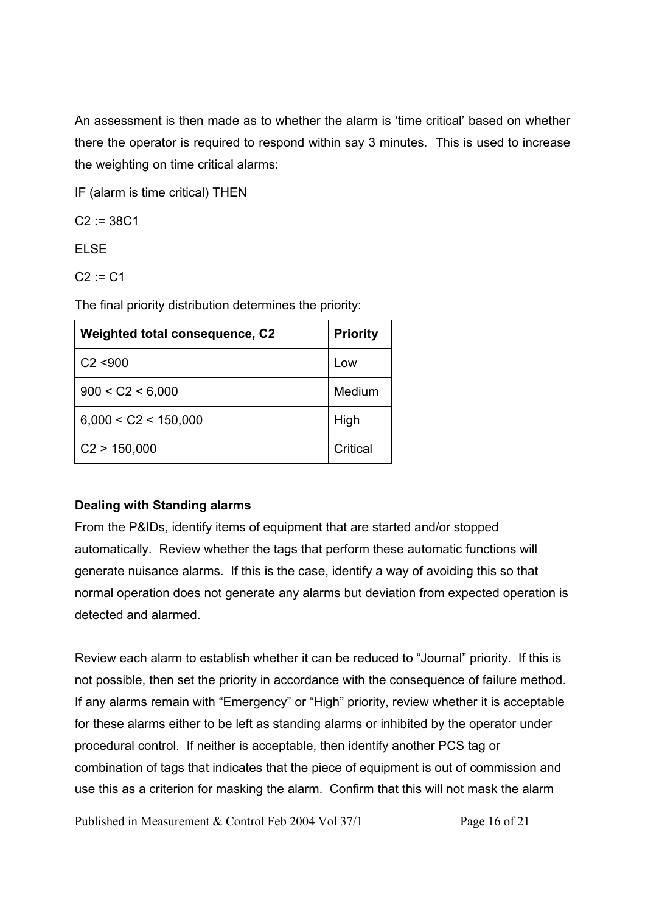An assessment is then made as to whether the alarm is 'time critical' based on whether there the operator is required to respond within say 3 minutes. This is used to increase the weighting on time critical alarms:

IF (alarm is time critical) THEN

C2 := 38C1

ELSE

C2 := C1

The final priority distribution determines the priority:

| Weighted total consequence, C2 | Priority |
| --- | --- |
| C2 <900 | Low |
| 900 < C2 < 6,000 | Medium |
| 6,000 < C2 < 150,000 | High |
| C2 > 150,000 | Critical |

**Dealing with Standing alarms**

From the P&IDs, identify items of equipment that are started and/or stopped automatically. Review whether the tags that perform these automatic functions will generate nuisance alarms. If this is the case, identify a way of avoiding this so that normal operation does not generate any alarms but deviation from expected operation is detected and alarmed.

Review each alarm to establish whether it can be reduced to "Journal" priority. If this is not possible, then set the priority in accordance with the consequence of failure method. If any alarms remain with "Emergency" or "High" priority, review whether it is acceptable for these alarms either to be left as standing alarms or inhibited by the operator under procedural control. If neither is acceptable, then identify another PCS tag or combination of tags that indicates that the piece of equipment is out of commission and use this as a criterion for masking the alarm. Confirm that this will not mask the alarm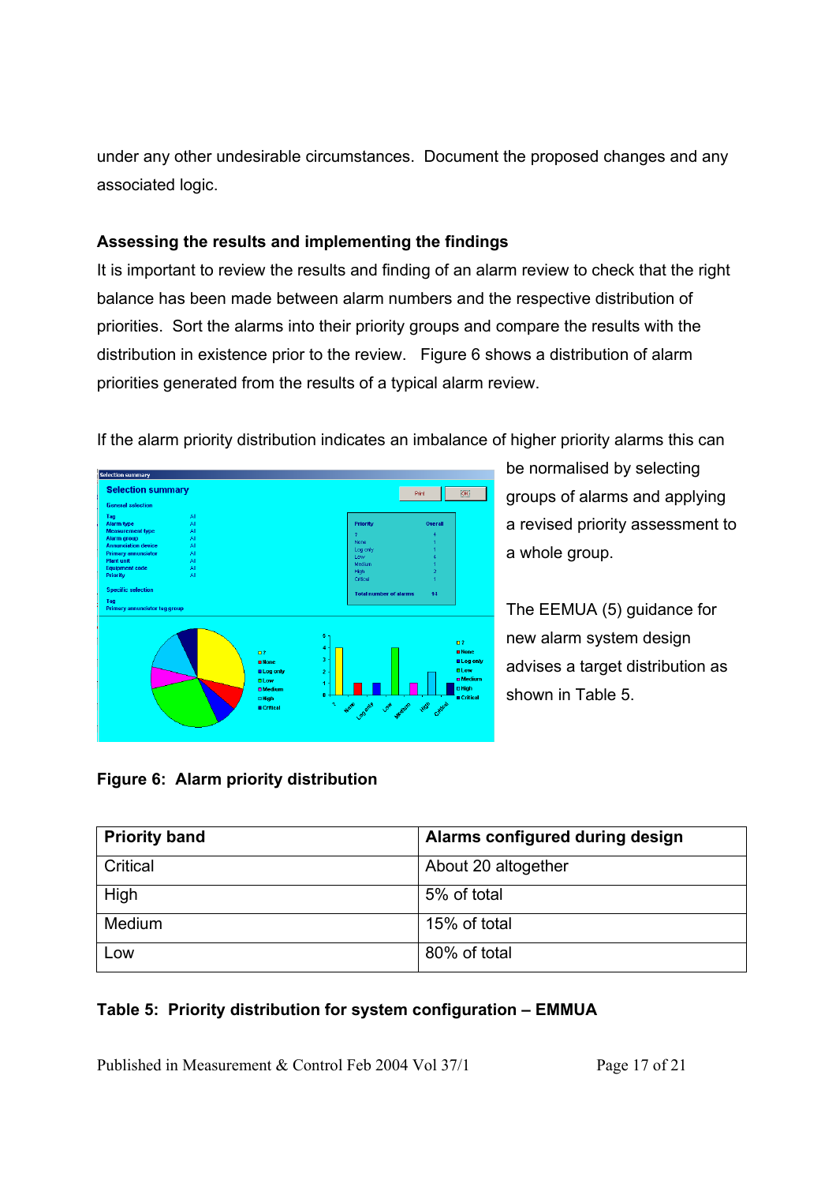under any other undesirable circumstances. Document the proposed changes and any associated logic.

**Assessing the results and implementing the findings**

It is important to review the results and finding of an alarm review to check that the right balance has been made between alarm numbers and the respective distribution of priorities. Sort the alarms into their priority groups and compare the results with the distribution in existence prior to the review. Figure 6 shows a distribution of alarm priorities generated from the results of a typical alarm review.

If the alarm priority distribution indicates an imbalance of higher priority alarms this can be normalised by selecting groups of alarms and applying a revised priority assessment to a whole group.

The EEMUA (5) guidance for new alarm system design advises a target distribution as shown in Table 5.

**Figure 6: Alarm priority distribution**

| Priority band | Alarms configured during design |
|---|---|
| Critical | About 20 altogether |
| High | 5% of total |
| Medium | 15% of total |
| Low | 80% of total |

**Table 5: Priority distribution for system configuration – EMMUA**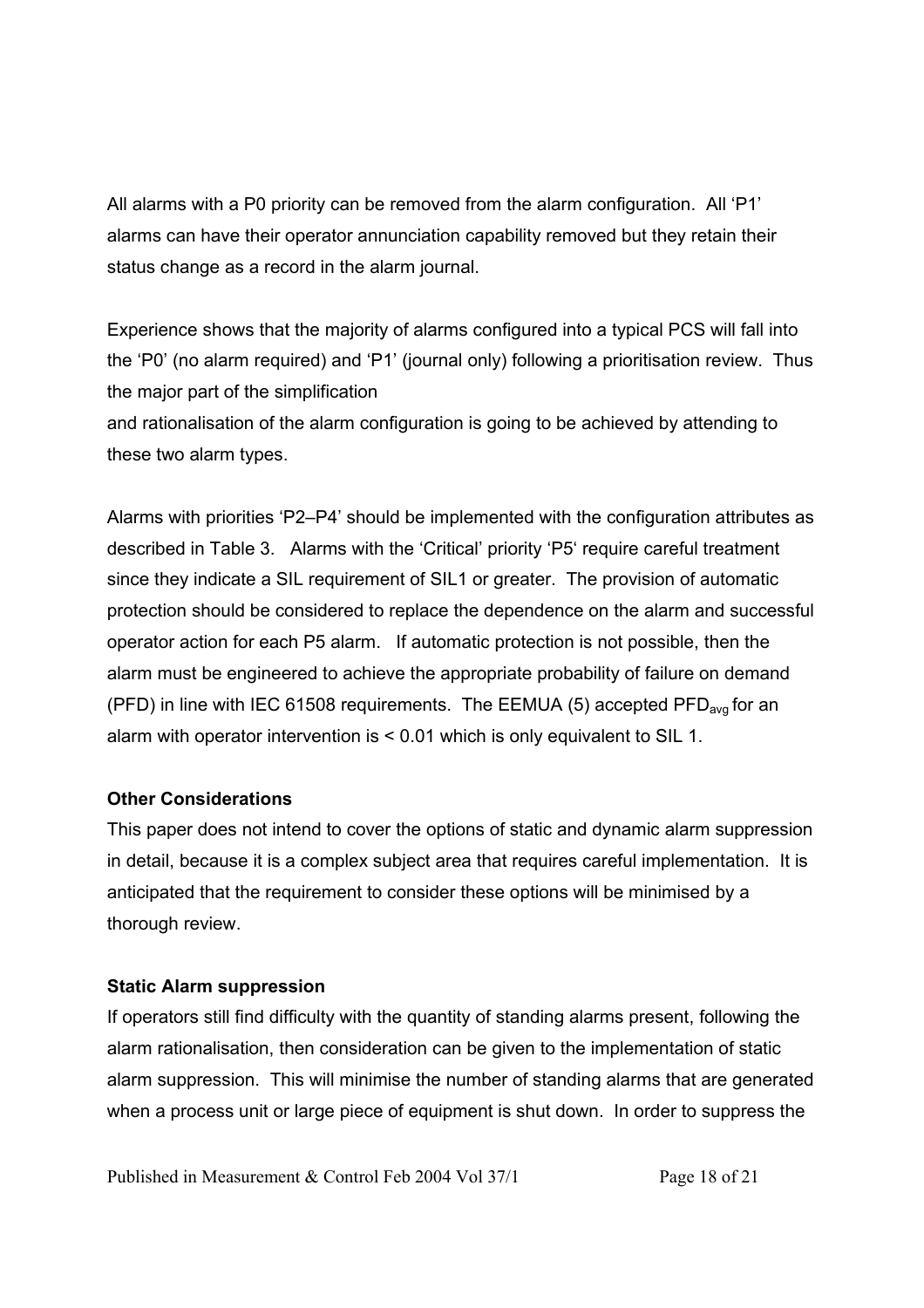All alarms with a P0 priority can be removed from the alarm configuration. All 'P1' alarms can have their operator annunciation capability removed but they retain their status change as a record in the alarm journal.

Experience shows that the majority of alarms configured into a typical PCS will fall into the 'P0' (no alarm required) and 'P1' (journal only) following a prioritisation review. Thus the major part of the simplification and rationalisation of the alarm configuration is going to be achieved by attending to these two alarm types.

Alarms with priorities 'P2–P4' should be implemented with the configuration attributes as described in Table 3. Alarms with the 'Critical' priority 'P5' require careful treatment since they indicate a SIL requirement of SIL1 or greater. The provision of automatic protection should be considered to replace the dependence on the alarm and successful operator action for each P5 alarm. If automatic protection is not possible, then the alarm must be engineered to achieve the appropriate probability of failure on demand (PFD) in line with IEC 61508 requirements. The EEMUA (5) accepted $PFD_{avg}$ for an alarm with operator intervention is < 0.01 which is only equivalent to SIL 1.

**Other Considerations**

This paper does not intend to cover the options of static and dynamic alarm suppression in detail, because it is a complex subject area that requires careful implementation. It is anticipated that the requirement to consider these options will be minimised by a thorough review.

**Static Alarm suppression**

If operators still find difficulty with the quantity of standing alarms present, following the alarm rationalisation, then consideration can be given to the implementation of static alarm suppression. This will minimise the number of standing alarms that are generated when a process unit or large piece of equipment is shut down. In order to suppress the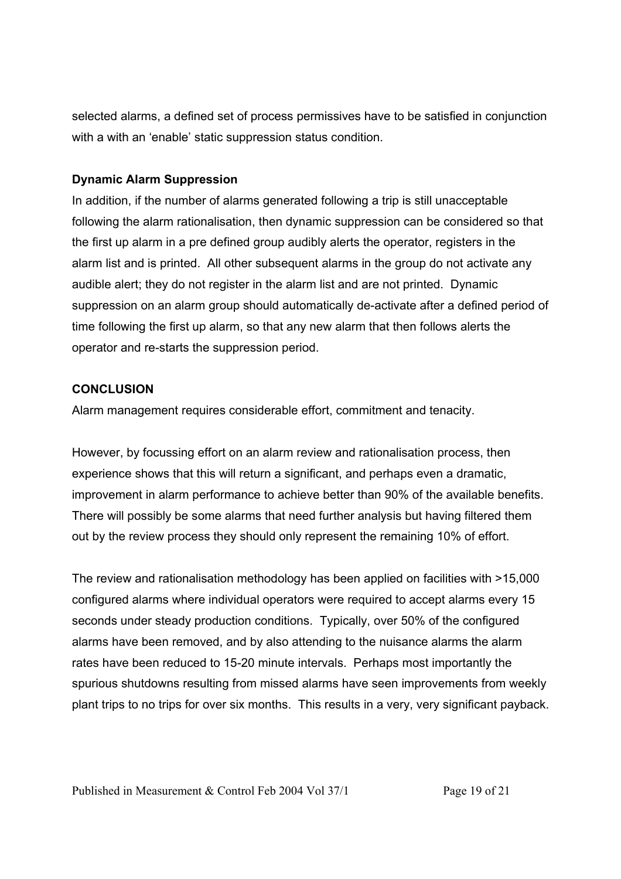selected alarms, a defined set of process permissives have to be satisfied in conjunction with a with an 'enable' static suppression status condition.

**Dynamic Alarm Suppression**

In addition, if the number of alarms generated following a trip is still unacceptable following the alarm rationalisation, then dynamic suppression can be considered so that the first up alarm in a pre defined group audibly alerts the operator, registers in the alarm list and is printed. All other subsequent alarms in the group do not activate any audible alert; they do not register in the alarm list and are not printed. Dynamic suppression on an alarm group should automatically de-activate after a defined period of time following the first up alarm, so that any new alarm that then follows alerts the operator and re-starts the suppression period.

## CONCLUSION

Alarm management requires considerable effort, commitment and tenacity.

However, by focussing effort on an alarm review and rationalisation process, then experience shows that this will return a significant, and perhaps even a dramatic, improvement in alarm performance to achieve better than 90% of the available benefits. There will possibly be some alarms that need further analysis but having filtered them out by the review process they should only represent the remaining 10% of effort.

The review and rationalisation methodology has been applied on facilities with >15,000 configured alarms where individual operators were required to accept alarms every 15 seconds under steady production conditions. Typically, over 50% of the configured alarms have been removed, and by also attending to the nuisance alarms the alarm rates have been reduced to 15-20 minute intervals. Perhaps most importantly the spurious shutdowns resulting from missed alarms have seen improvements from weekly plant trips to no trips for over six months. This results in a very, very significant payback.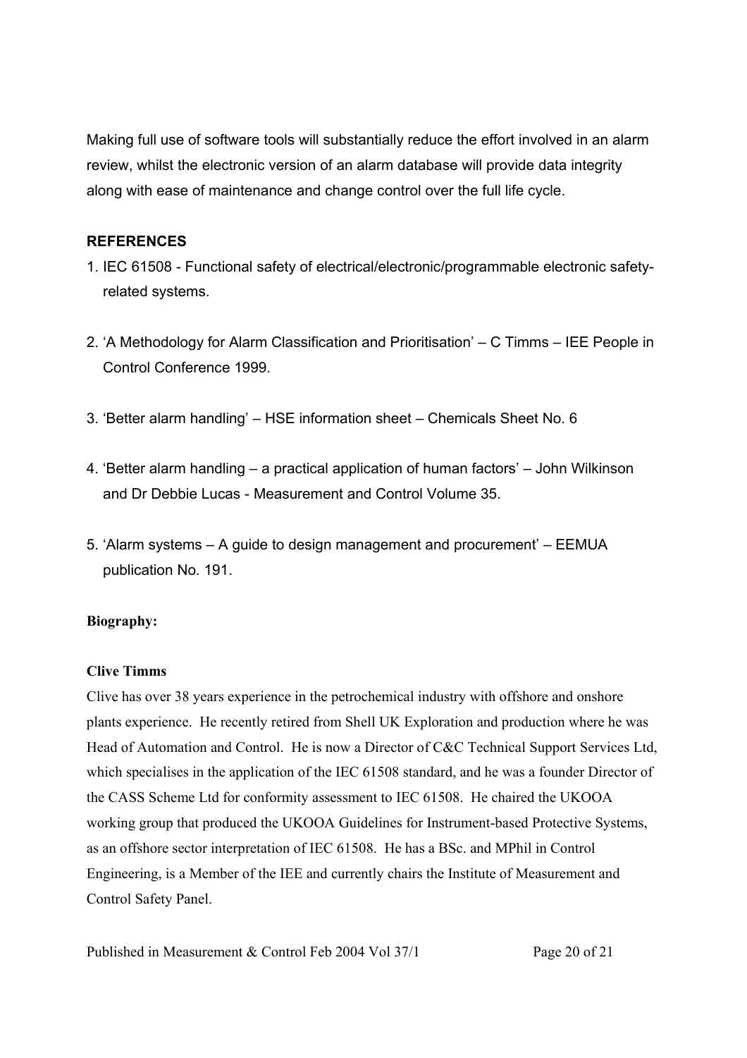Making full use of software tools will substantially reduce the effort involved in an alarm review, whilst the electronic version of an alarm database will provide data integrity along with ease of maintenance and change control over the full life cycle.

## REFERENCES

1. IEC 61508 - Functional safety of electrical/electronic/programmable electronic safety-related systems.
2. 'A Methodology for Alarm Classification and Prioritisation' – C Timms – IEE People in Control Conference 1999.
3. 'Better alarm handling' – HSE information sheet – Chemicals Sheet No. 6
4. 'Better alarm handling – a practical application of human factors' – John Wilkinson and Dr Debbie Lucas - Measurement and Control Volume 35.
5. 'Alarm systems – A guide to design management and procurement' – EEMUA publication No. 191.

**Biography:**

**Clive Timms**

Clive has over 38 years experience in the petrochemical industry with offshore and onshore plants experience. He recently retired from Shell UK Exploration and production where he was Head of Automation and Control. He is now a Director of C&C Technical Support Services Ltd, which specialises in the application of the IEC 61508 standard, and he was a founder Director of the CASS Scheme Ltd for conformity assessment to IEC 61508. He chaired the UKOOA working group that produced the UKOOA Guidelines for Instrument-based Protective Systems, as an offshore sector interpretation of IEC 61508. He has a BSc. and MPhil in Control Engineering, is a Member of the IEE and currently chairs the Institute of Measurement and Control Safety Panel.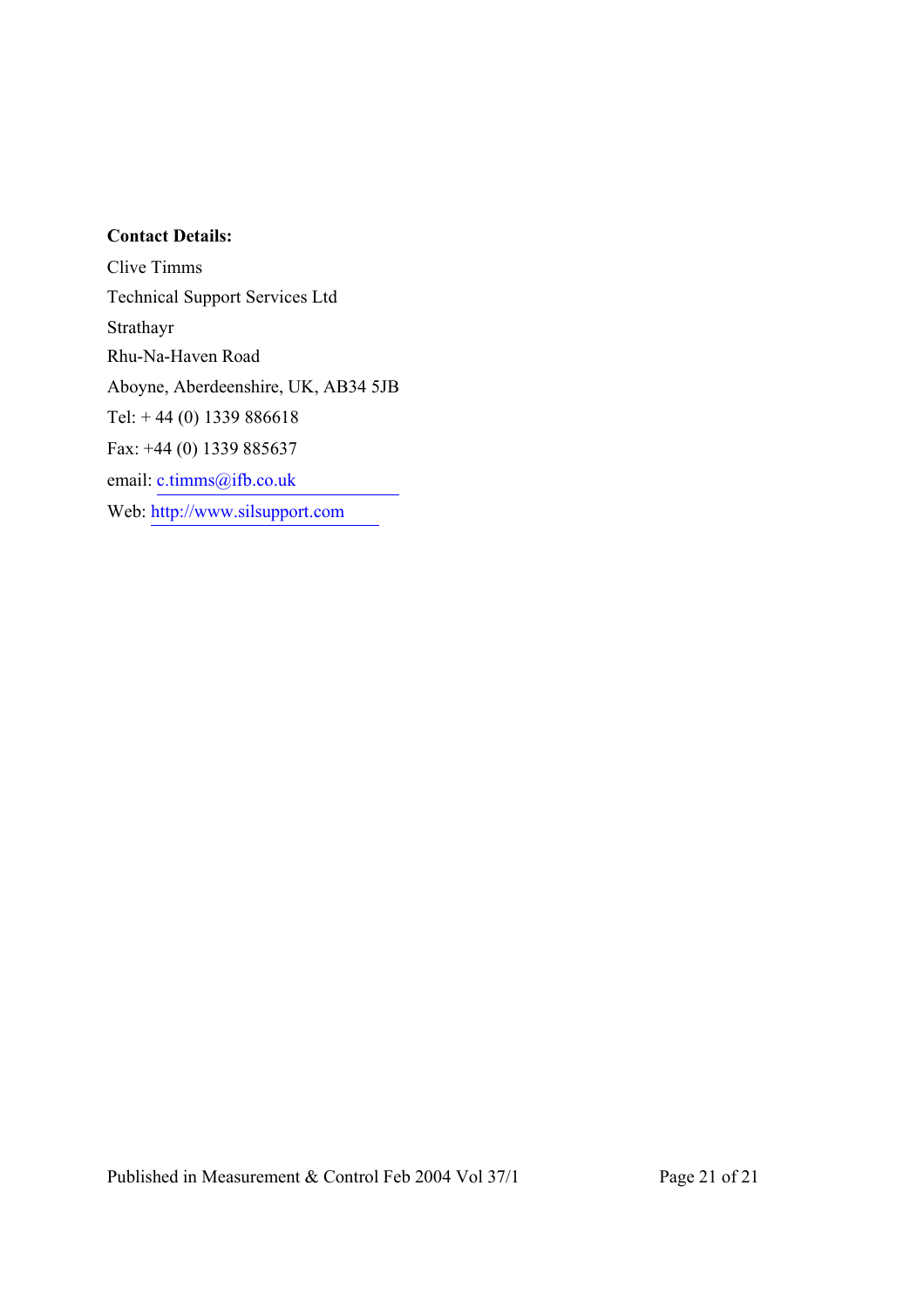**Contact Details:**

Clive Timms

Technical Support Services Ltd

Strathayr

Rhu-Na-Haven Road

Aboyne, Aberdeenshire, UK, AB34 5JB

Tel: + 44 (0) 1339 886618

Fax: +44 (0) 1339 885637

email: c.timms@ifb.co.uk

Web: http://www.silsupport.com